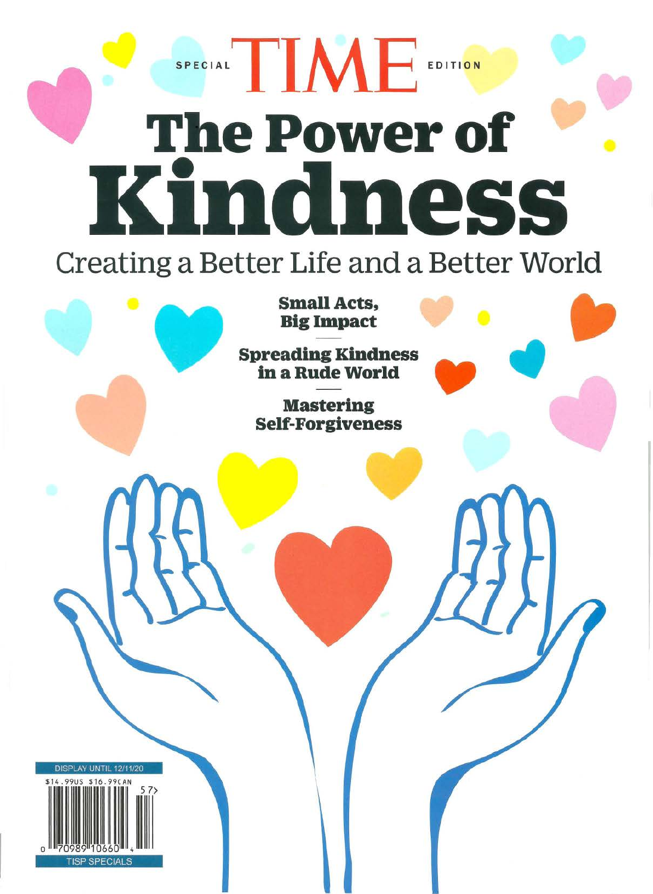SPECIAL TIME EDITION

# The Power of Kindness

## Creating a Better Life and a Better World

**Small Acts, Big Impact**

**Spreading Kindness in a Rude World**

**Mastering Self-Forgiveness**

DISPLAY UNTIL 12/11/20

$14.99US $16.99CAN

TISP SPECIALS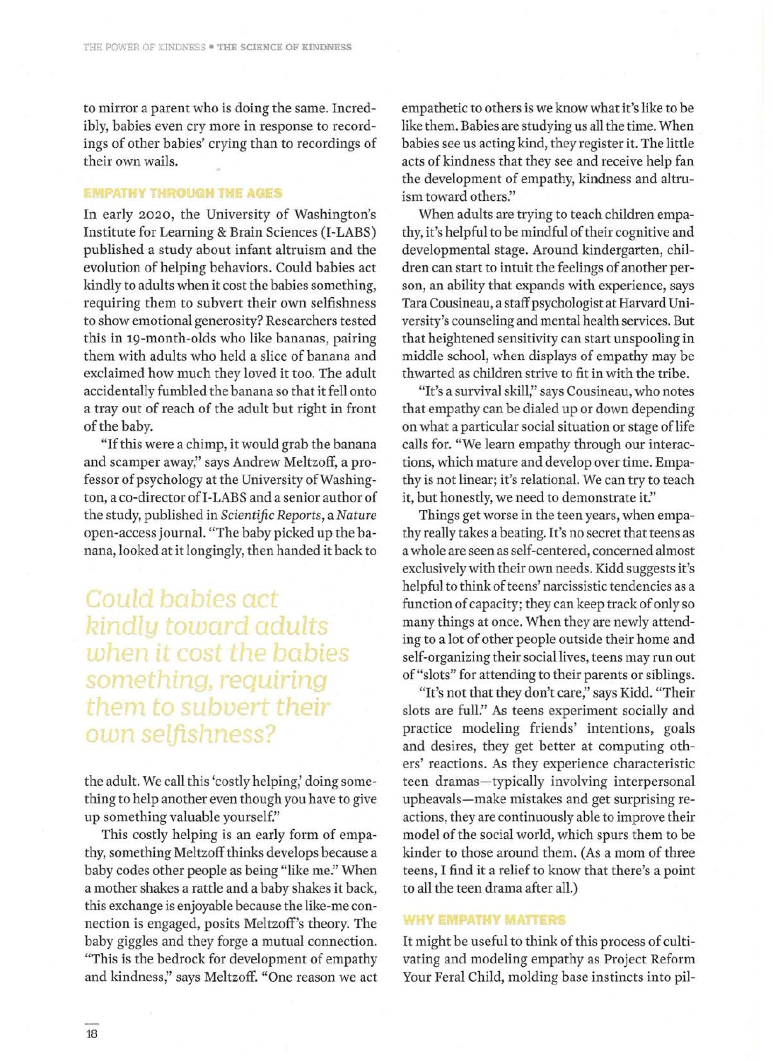to mirror a parent who is doing the same. Incredibly, babies even cry more in response to recordings of other babies' crying than to recordings of their own wails.

## EMPATHY THROUGH THE AGES

In early 2020, the University of Washington's Institute for Learning & Brain Sciences (I-LABS) published a study about infant altruism and the evolution of helping behaviors. Could babies act kindly to adults when it cost the babies something, requiring them to subvert their own selfishness to show emotional generosity? Researchers tested this in 19-month-olds who like bananas, pairing them with adults who held a slice of banana and exclaimed how much they loved it too. The adult accidentally fumbled the banana so that it fell onto a tray out of reach of the adult but right in front of the baby.

"If this were a chimp, it would grab the banana and scamper away," says Andrew Meltzoff, a professor of psychology at the University of Washington, a co-director of I-LABS and a senior author of the study, published in *Scientific Reports*, a *Nature* open-access journal. "The baby picked up the banana, looked at it longingly, then handed it back to the adult. We call this 'costly helping,' doing something to help another even though you have to give up something valuable yourself."

> *Could babies act kindly toward adults when it cost the babies something, requiring them to subvert their own selfishness?*

This costly helping is an early form of empathy, something Meltzoff thinks develops because a baby codes other people as being "like me." When a mother shakes a rattle and a baby shakes it back, this exchange is enjoyable because the like-me connection is engaged, posits Meltzoff's theory. The baby giggles and they forge a mutual connection. "This is the bedrock for development of empathy and kindness," says Meltzoff. "One reason we act empathetic to others is we know what it's like to be like them. Babies are studying us all the time. When babies see us acting kind, they register it. The little acts of kindness that they see and receive help fan the development of empathy, kindness and altruism toward others."

When adults are trying to teach children empathy, it's helpful to be mindful of their cognitive and developmental stage. Around kindergarten, children can start to intuit the feelings of another person, an ability that expands with experience, says Tara Cousineau, a staff psychologist at Harvard University's counseling and mental health services. But that heightened sensitivity can start unspooling in middle school, when displays of empathy may be thwarted as children strive to fit in with the tribe.

"It's a survival skill," says Cousineau, who notes that empathy can be dialed up or down depending on what a particular social situation or stage of life calls for. "We learn empathy through our interactions, which mature and develop over time. Empathy is not linear; it's relational. We can try to teach it, but honestly, we need to demonstrate it."

Things get worse in the teen years, when empathy really takes a beating. It's no secret that teens as a whole are seen as self-centered, concerned almost exclusively with their own needs. Kidd suggests it's helpful to think of teens' narcissistic tendencies as a function of capacity; they can keep track of only so many things at once. When they are newly attending to a lot of other people outside their home and self-organizing their social lives, teens may run out of "slots" for attending to their parents or siblings.

"It's not that they don't care," says Kidd. "Their slots are full." As teens experiment socially and practice modeling friends' intentions, goals and desires, they get better at computing others' reactions. As they experience characteristic teen dramas—typically involving interpersonal upheavals—make mistakes and get surprising reactions, they are continuously able to improve their model of the social world, which spurs them to be kinder to those around them. (As a mom of three teens, I find it a relief to know that there's a point to all the teen drama after all.)

## WHY EMPATHY MATTERS

It might be useful to think of this process of cultivating and modeling empathy as Project Reform Your Feral Child, molding base instincts into pil-